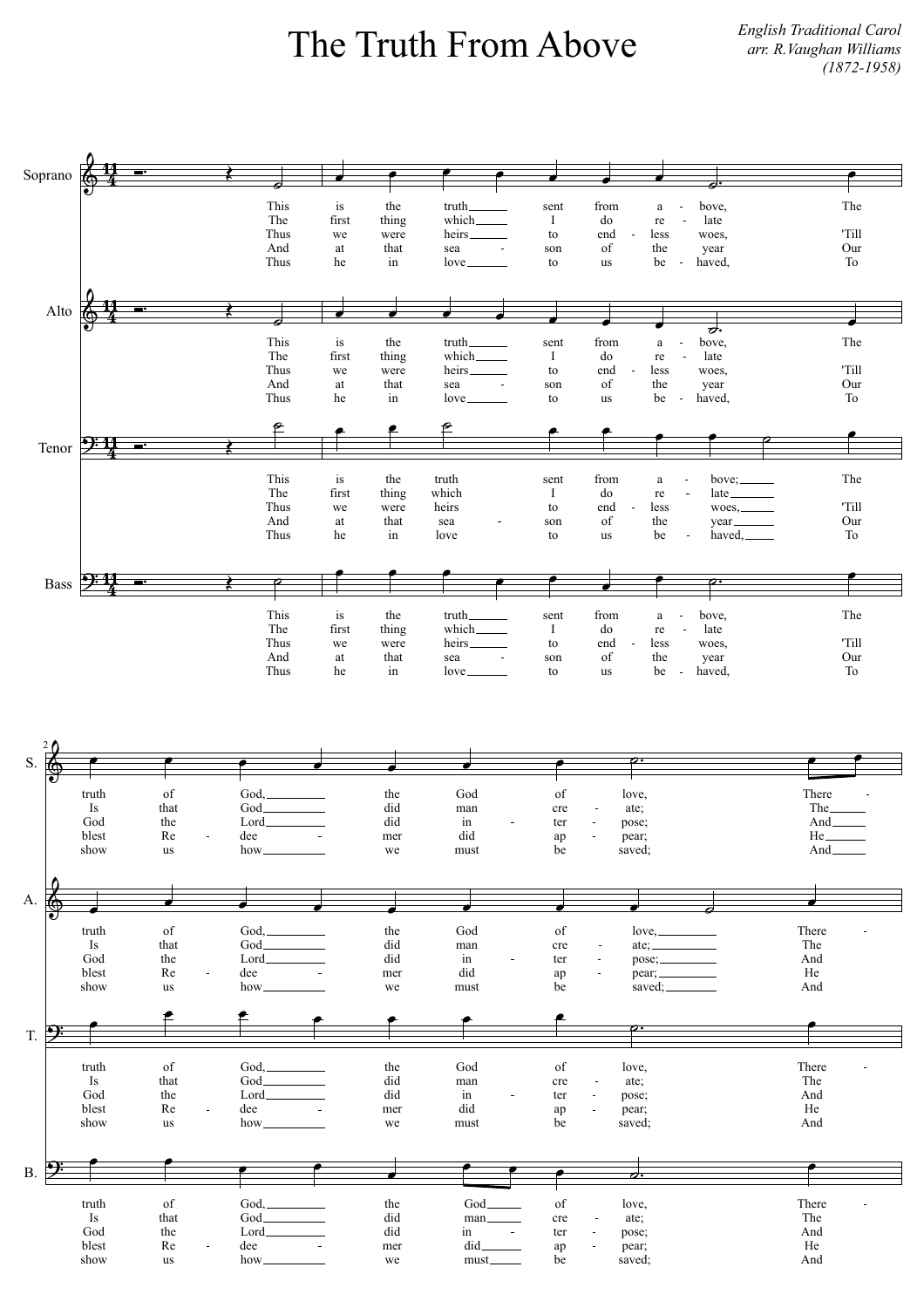# The Truth From Above

*English Traditional Carol*
*arr. R.Vaughan Williams*
*(1872-1958)*

Soprano

This is the truth sent from a - bove, The truth of God, the God of love, There -
The first thing which I do re - late Is that God did man cre - ate; The
Thus we were heirs to end - less woes, 'Till God the Lord did in - ter - pose; And
And at that sea - son of the year Our blest Re - dee - mer did ap - pear; He
Thus he in love to us be - haved, To show us how we must be saved; And

Alto

This is the truth sent from a - bove, The truth of God, the God of love, There -
The first thing which I do re - late Is that God did man cre - ate; The
Thus we were heirs to end - less woes, 'Till God the Lord did in - ter - pose; And
And at that sea - son of the year Our blest Re - dee - mer did ap - pear; He
Thus he in love to us be - haved, To show us how we must be saved; And

Tenor

This is the truth sent from a - bove; The truth of God, the God of love, There -
The first thing which I do re - late Is that God did man cre - ate; The
Thus we were heirs to end - less woes, 'Till God the Lord did in - ter - pose; And
And at that sea - son of the year Our blest Re - dee - mer did ap - pear; He
Thus he in love to us be - haved, To show us how we must be saved; And

Bass

This is the truth sent from a - bove, The truth of God, the God of love, There -
The first thing which I do re - late Is that God did man cre - ate; The
Thus we were heirs to end - less woes, 'Till God the Lord did in - ter - pose; And
And at that sea - son of the year Our blest Re - dee - mer did ap - pear; He
Thus he in love to us be - haved, To show us how we must be saved; And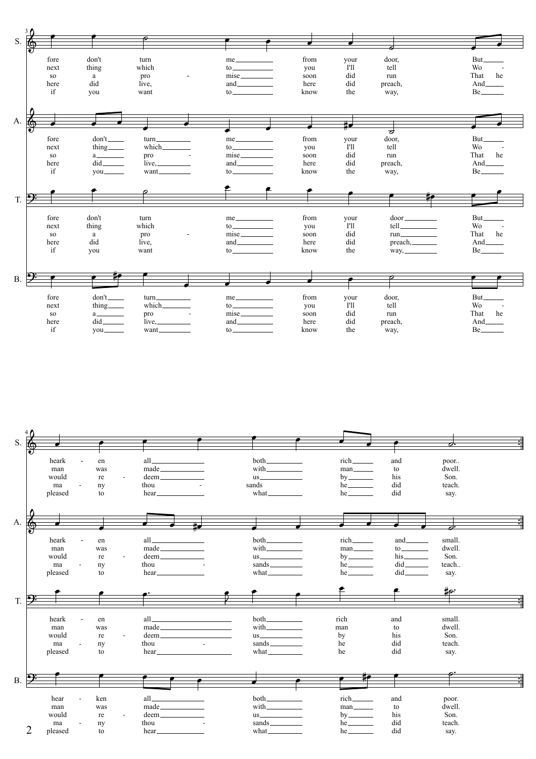**S.**

3
fore don't turn me from your door, But
next thing which to you I'll tell Wo-
so a pro-mise soon did run That he
here did live, and here did preach, And
if you want to know the way, Be

4
heark-en all both rich and poor..
man was made with man to dwell.
would re-deem us by his Son.
ma-ny thou-sands he did teach.
pleased to hear what he did say.

**A.**

fore don't turn me from your door, But
next thing which to you I'll tell Wo-
so a pro-mise soon did run That he
here did live, and here did preach, And
if you want to know the way, Be

heark-en all both rich and small.
man was made with man to dwell.
would re-deem us by his Son.
ma-ny thou-sands he did teach..
pleased to hear what he did say.

**T.**

fore don't turn me from your door But
next thing which to you I'll tell Wo-
so a pro-mise soon did run That he
here did live, and here did preach, And
if you want to know the way, Be

heark-en all both rich and small.
man was made with man to dwell.
would re-deem us by his Son.
ma-ny thou-sands he did teach.
pleased to hear what he did say.

**B.**

fore don't turn me from your door, But
next thing which to you I'll tell Wo-
so a pro-mise soon did run That he
here did live, and here did preach, And
if you want to know the way, Be

hear-ken all both rich and poor.
man was made with man to dwell.
would re-deem us by his Son.
ma-ny thou-sands he did teach.
pleased to hear what he did say.